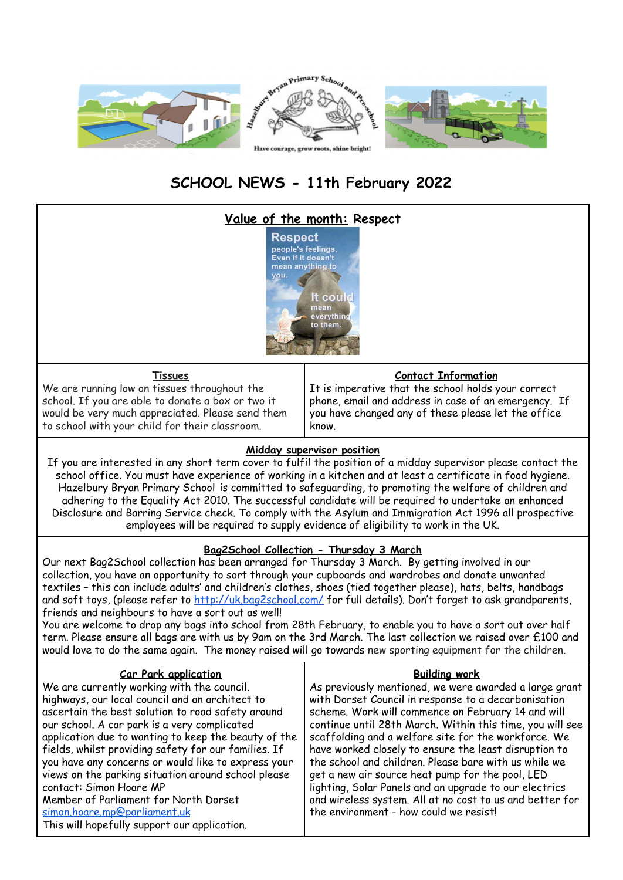Hazelbury Bryan Primary School and Pre-school

Have courage, grow roots, shine bright!

# SCHOOL NEWS - 11th February 2022

## Value of the month: Respect

Respect people's feelings. Even if it doesn't mean anything to you. It could mean everything to them.

### Tissues

We are running low on tissues throughout the school. If you are able to donate a box or two it would be very much appreciated. Please send them to school with your child for their classroom.

### Contact Information

It is imperative that the school holds your correct phone, email and address in case of an emergency. If you have changed any of these please let the office know.

### Midday supervisor position

If you are interested in any short term cover to fulfil the position of a midday supervisor please contact the school office. You must have experience of working in a kitchen and at least a certificate in food hygiene. Hazelbury Bryan Primary School is committed to safeguarding, to promoting the welfare of children and adhering to the Equality Act 2010. The successful candidate will be required to undertake an enhanced Disclosure and Barring Service check. To comply with the Asylum and Immigration Act 1996 all prospective employees will be required to supply evidence of eligibility to work in the UK.

### Bag2School Collection - Thursday 3 March

Our next Bag2School collection has been arranged for Thursday 3 March. By getting involved in our collection, you have an opportunity to sort through your cupboards and wardrobes and donate unwanted textiles – this can include adults' and children's clothes, shoes (tied together please), hats, belts, handbags and soft toys, (please refer to http://uk.bag2school.com/ for full details). Don't forget to ask grandparents, friends and neighbours to have a sort out as well!

You are welcome to drop any bags into school from 28th February, to enable you to have a sort out over half term. Please ensure all bags are with us by 9am on the 3rd March. The last collection we raised over £100 and would love to do the same again. The money raised will go towards new sporting equipment for the children.

### Car Park application

We are currently working with the council. highways, our local council and an architect to ascertain the best solution to road safety around our school. A car park is a very complicated application due to wanting to keep the beauty of the fields, whilst providing safety for our families. If you have any concerns or would like to express your views on the parking situation around school please contact: Simon Hoare MP

Member of Parliament for North Dorset

simon.hoare.mp@parliament.uk

This will hopefully support our application.

### Building work

As previously mentioned, we were awarded a large grant with Dorset Council in response to a decarbonisation scheme. Work will commence on February 14 and will continue until 28th March. Within this time, you will see scaffolding and a welfare site for the workforce. We have worked closely to ensure the least disruption to the school and children. Please bare with us while we get a new air source heat pump for the pool, LED lighting, Solar Panels and an upgrade to our electrics and wireless system. All at no cost to us and better for the environment - how could we resist!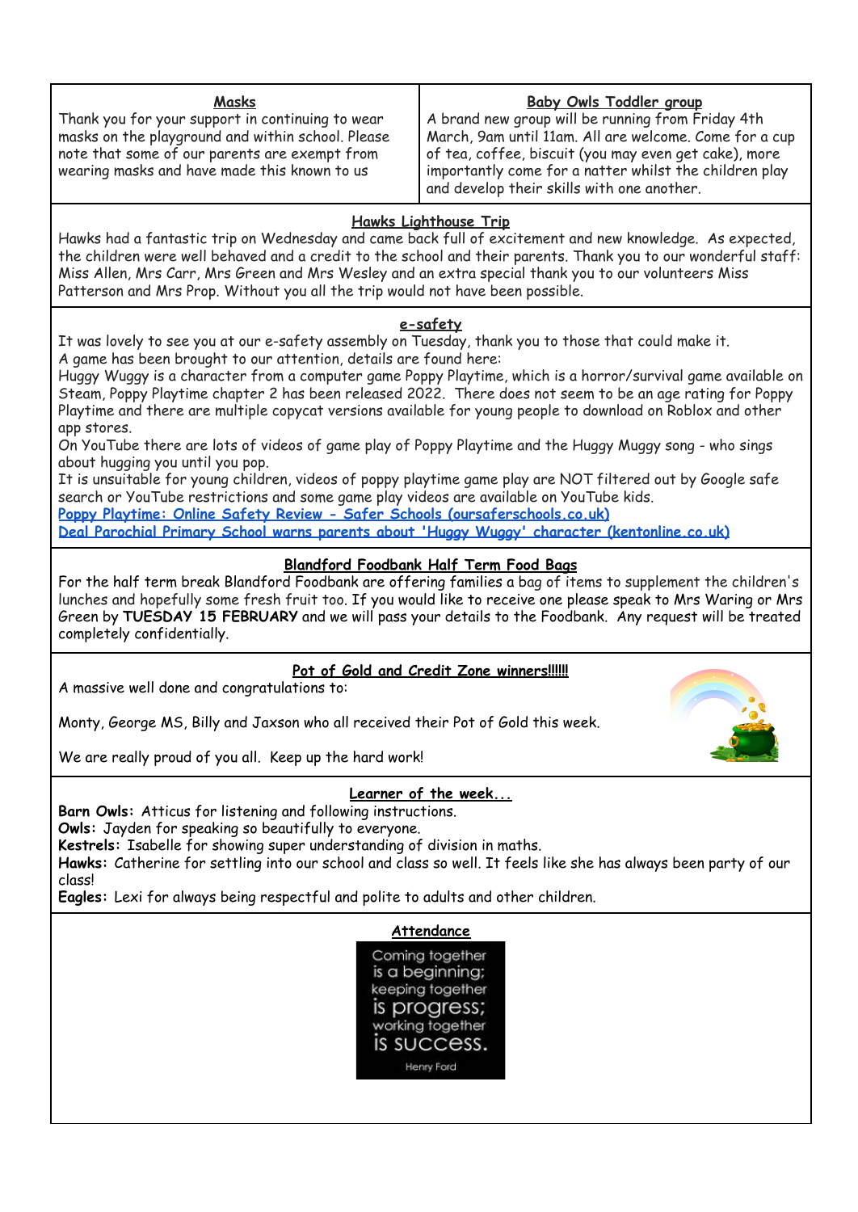### Masks

Thank you for your support in continuing to wear masks on the playground and within school. Please note that some of our parents are exempt from wearing masks and have made this known to us

### Baby Owls Toddler group

A brand new group will be running from Friday 4th March, 9am until 11am. All are welcome. Come for a cup of tea, coffee, biscuit (you may even get cake), more importantly come for a natter whilst the children play and develop their skills with one another.

### Hawks Lighthouse Trip

Hawks had a fantastic trip on Wednesday and came back full of excitement and new knowledge. As expected, the children were well behaved and a credit to the school and their parents. Thank you to our wonderful staff: Miss Allen, Mrs Carr, Mrs Green and Mrs Wesley and an extra special thank you to our volunteers Miss Patterson and Mrs Prop. Without you all the trip would not have been possible.

### e-safety

It was lovely to see you at our e-safety assembly on Tuesday, thank you to those that could make it.
A game has been brought to our attention, details are found here:
Huggy Wuggy is a character from a computer game Poppy Playtime, which is a horror/survival game available on Steam, Poppy Playtime chapter 2 has been released 2022. There does not seem to be an age rating for Poppy Playtime and there are multiple copycat versions available for young people to download on Roblox and other app stores.
On YouTube there are lots of videos of game play of Poppy Playtime and the Huggy Muggy song - who sings about hugging you until you pop.
It is unsuitable for young children, videos of poppy playtime game play are NOT filtered out by Google safe search or YouTube restrictions and some game play videos are available on YouTube kids.
Poppy Playtime: Online Safety Review - Safer Schools (oursaferschools.co.uk)
Deal Parochial Primary School warns parents about 'Huggy Wuggy' character (kentonline.co.uk)

### Blandford Foodbank Half Term Food Bags

For the half term break Blandford Foodbank are offering families a bag of items to supplement the children's lunches and hopefully some fresh fruit too. If you would like to receive one please speak to Mrs Waring or Mrs Green by **TUESDAY 15 FEBRUARY** and we will pass your details to the Foodbank. Any request will be treated completely confidentially.

### Pot of Gold and Credit Zone winners!!!!!!

A massive well done and congratulations to:

Monty, George MS, Billy and Jaxson who all received their Pot of Gold this week.

We are really proud of you all. Keep up the hard work!

### Learner of the week...

**Barn Owls:** Atticus for listening and following instructions.
**Owls:** Jayden for speaking so beautifully to everyone.
**Kestrels:** Isabelle for showing super understanding of division in maths.
**Hawks:** Catherine for settling into our school and class so well. It feels like she has always been party of our class!
**Eagles:** Lexi for always being respectful and polite to adults and other children.

### Attendance

Coming together is a beginning; keeping together is progress; working together is success.
Henry Ford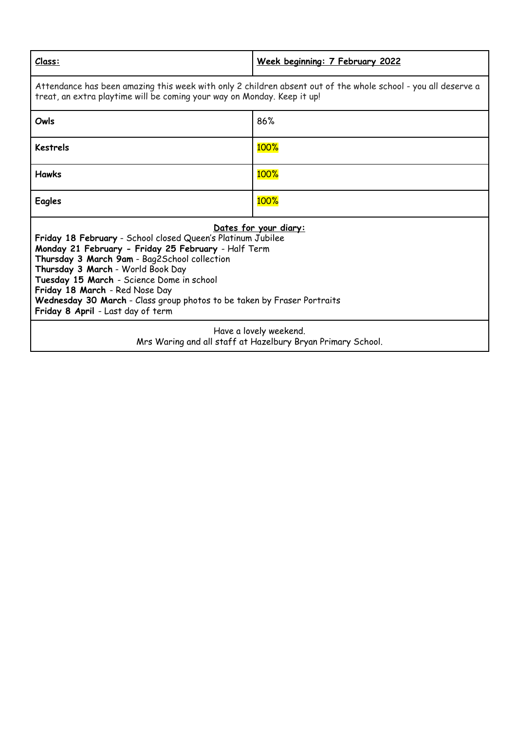| **Class:** | **Week beginning: 7 February 2022** |
|---|---|
| Attendance has been amazing this week with only 2 children absent out of the whole school - you all deserve a treat, an extra playtime will be coming your way on Monday. Keep it up! | |
| **Owls** | 86% |
| **Kestrels** | 100% |
| **Hawks** | 100% |
| **Eagles** | 100% |

**Dates for your diary:**

**Friday 18 February** - School closed Queen's Platinum Jubilee
**Monday 21 February - Friday 25 February** - Half Term
**Thursday 3 March 9am** - Bag2School collection
**Thursday 3 March** - World Book Day
**Tuesday 15 March** - Science Dome in school
**Friday 18 March** - Red Nose Day
**Wednesday 30 March** - Class group photos to be taken by Fraser Portraits
**Friday 8 April** - Last day of term

Have a lovely weekend.
Mrs Waring and all staff at Hazelbury Bryan Primary School.